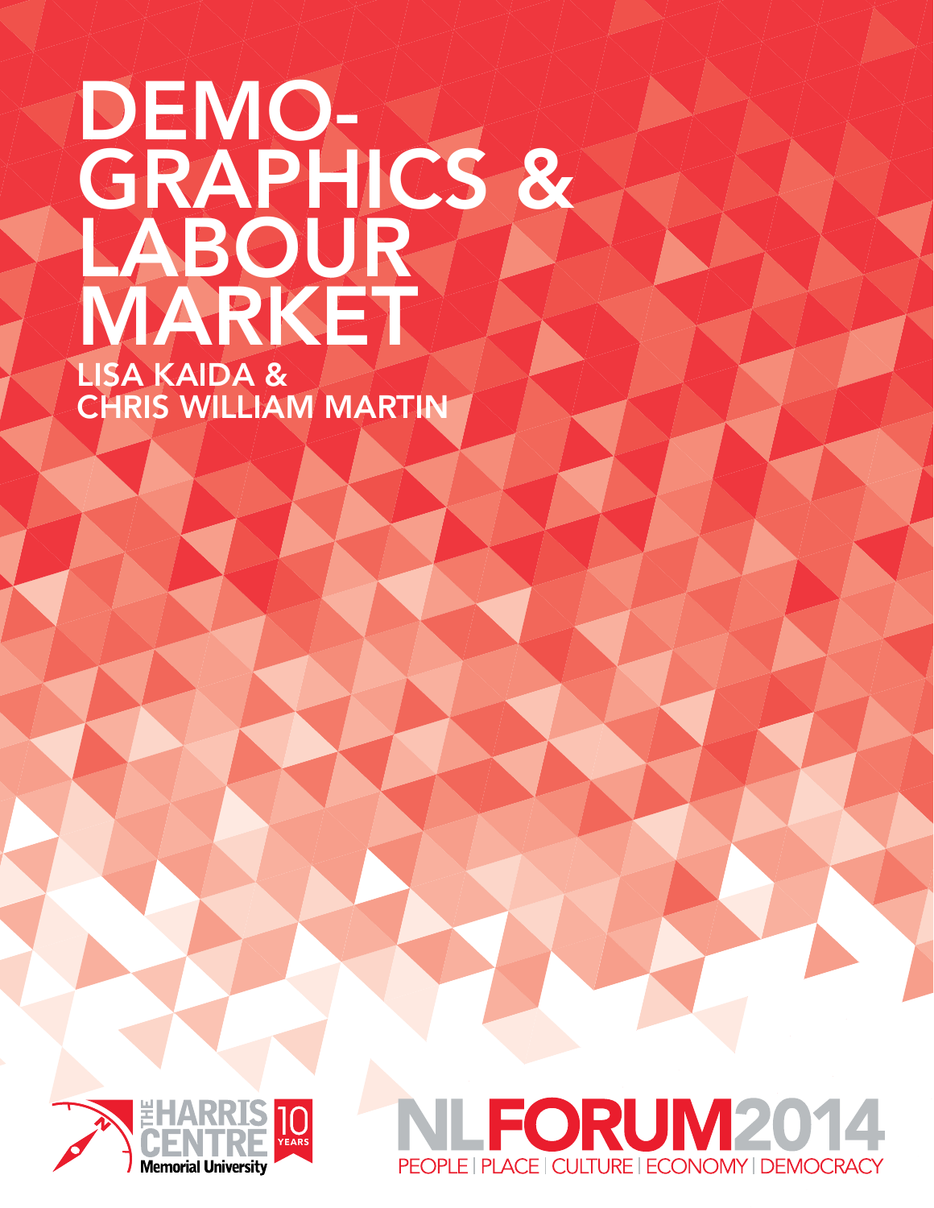# DEMOGRAPHICS & LABOUR MARKET

LISA KAIDA & CHRIS WILLIAM MARTIN

THE HARRIS CENTRE Memorial University 10 YEARS

NLFORUM2014

PEOPLE | PLACE | CULTURE | ECONOMY | DEMOCRACY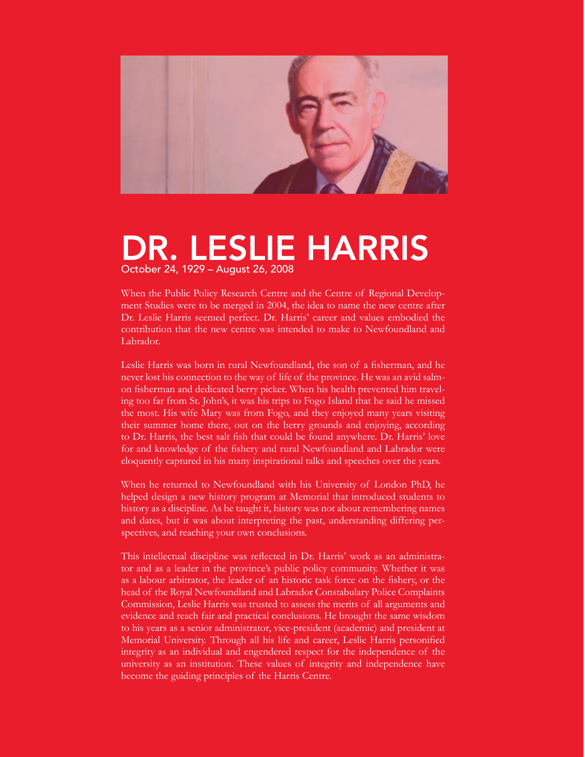# DR. LESLIE HARRIS

October 24, 1929 – August 26, 2008

When the Public Policy Research Centre and the Centre of Regional Development Studies were to be merged in 2004, the idea to name the new centre after Dr. Leslie Harris seemed perfect. Dr. Harris' career and values embodied the contribution that the new centre was intended to make to Newfoundland and Labrador.

Leslie Harris was born in rural Newfoundland, the son of a fisherman, and he never lost his connection to the way of life of the province. He was an avid salmon fisherman and dedicated berry picker. When his health prevented him traveling too far from St. John's, it was his trips to Fogo Island that he said he missed the most. His wife Mary was from Fogo, and they enjoyed many years visiting their summer home there, out on the berry grounds and enjoying, according to Dr. Harris, the best salt fish that could be found anywhere. Dr. Harris' love for and knowledge of the fishery and rural Newfoundland and Labrador were eloquently captured in his many inspirational talks and speeches over the years.

When he returned to Newfoundland with his University of London PhD, he helped design a new history program at Memorial that introduced students to history as a discipline. As he taught it, history was not about remembering names and dates, but it was about interpreting the past, understanding differing perspectives, and reaching your own conclusions.

This intellectual discipline was reflected in Dr. Harris' work as an administrator and as a leader in the province's public policy community. Whether it was as a labour arbitrator, the leader of an historic task force on the fishery, or the head of the Royal Newfoundland and Labrador Constabulary Police Complaints Commission, Leslie Harris was trusted to assess the merits of all arguments and evidence and reach fair and practical conclusions. He brought the same wisdom to his years as a senior administrator, vice-president (academic) and president at Memorial University. Through all his life and career, Leslie Harris personified integrity as an individual and engendered respect for the independence of the university as an institution. These values of integrity and independence have become the guiding principles of the Harris Centre.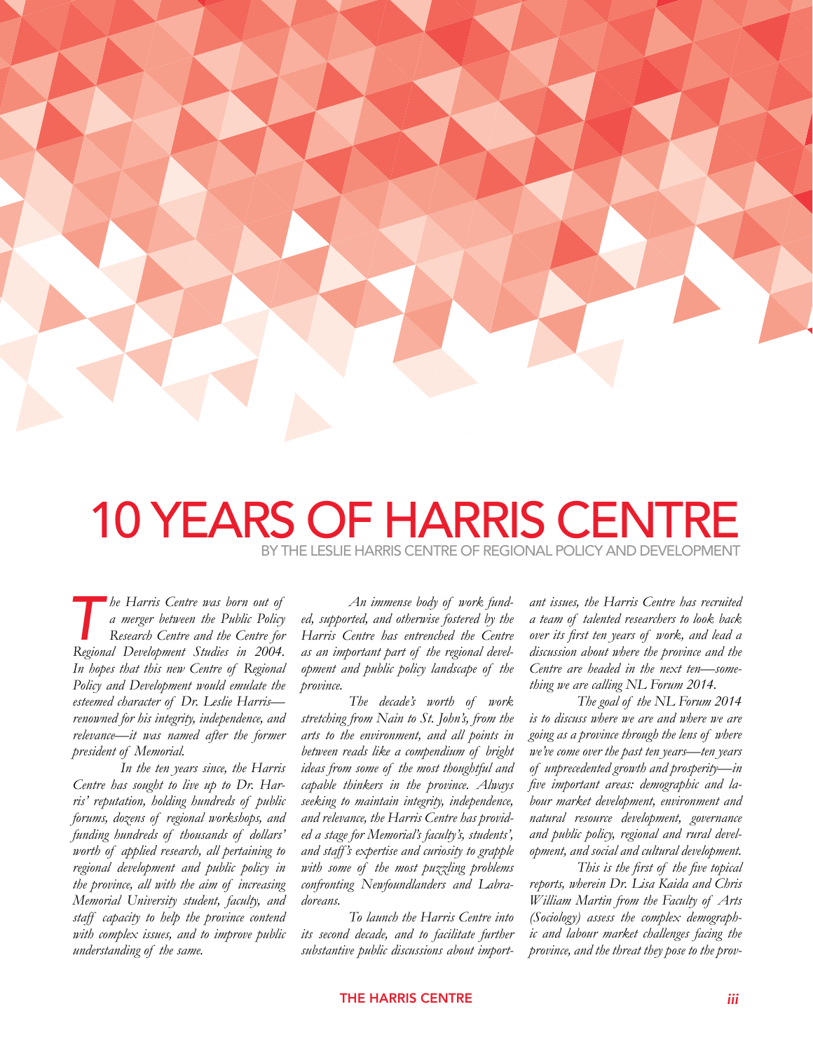# 10 YEARS OF HARRIS CENTRE

BY THE LESLIE HARRIS CENTRE OF REGIONAL POLICY AND DEVELOPMENT

*The Harris Centre was born out of a merger between the Public Policy Research Centre and the Centre for Regional Development Studies in 2004. In hopes that this new Centre of Regional Policy and Development would emulate the esteemed character of Dr. Leslie Harris—renowned for his integrity, independence, and relevance—it was named after the former president of Memorial.*

*In the ten years since, the Harris Centre has sought to live up to Dr. Harris' reputation, holding hundreds of public forums, dozens of regional workshops, and funding hundreds of thousands of dollars' worth of applied research, all pertaining to regional development and public policy in the province, all with the aim of increasing Memorial University student, faculty, and staff capacity to help the province contend with complex issues, and to improve public understanding of the same.*

*An immense body of work funded, supported, and otherwise fostered by the Harris Centre has entrenched the Centre as an important part of the regional development and public policy landscape of the province.*

*The decade's worth of work stretching from Nain to St. John's, from the arts to the environment, and all points in between reads like a compendium of bright ideas from some of the most thoughtful and capable thinkers in the province. Always seeking to maintain integrity, independence, and relevance, the Harris Centre has provided a stage for Memorial's faculty's, students', and staff's expertise and curiosity to grapple with some of the most puzzling problems confronting Newfoundlanders and Labradoreans.*

*To launch the Harris Centre into its second decade, and to facilitate further substantive public discussions about important issues, the Harris Centre has recruited a team of talented researchers to look back over its first ten years of work, and lead a discussion about where the province and the Centre are headed in the next ten—something we are calling NL Forum 2014.*

*The goal of the NL Forum 2014 is to discuss where we are and where we are going as a province through the lens of where we've come over the past ten years—ten years of unprecedented growth and prosperity—in five important areas: demographic and labour market development, environment and natural resource development, governance and public policy, regional and rural development, and social and cultural development.*

*This is the first of the five topical reports, wherein Dr. Lisa Kaida and Chris William Martin from the Faculty of Arts (Sociology) assess the complex demographic and labour market challenges facing the province, and the threat they pose to the prov-*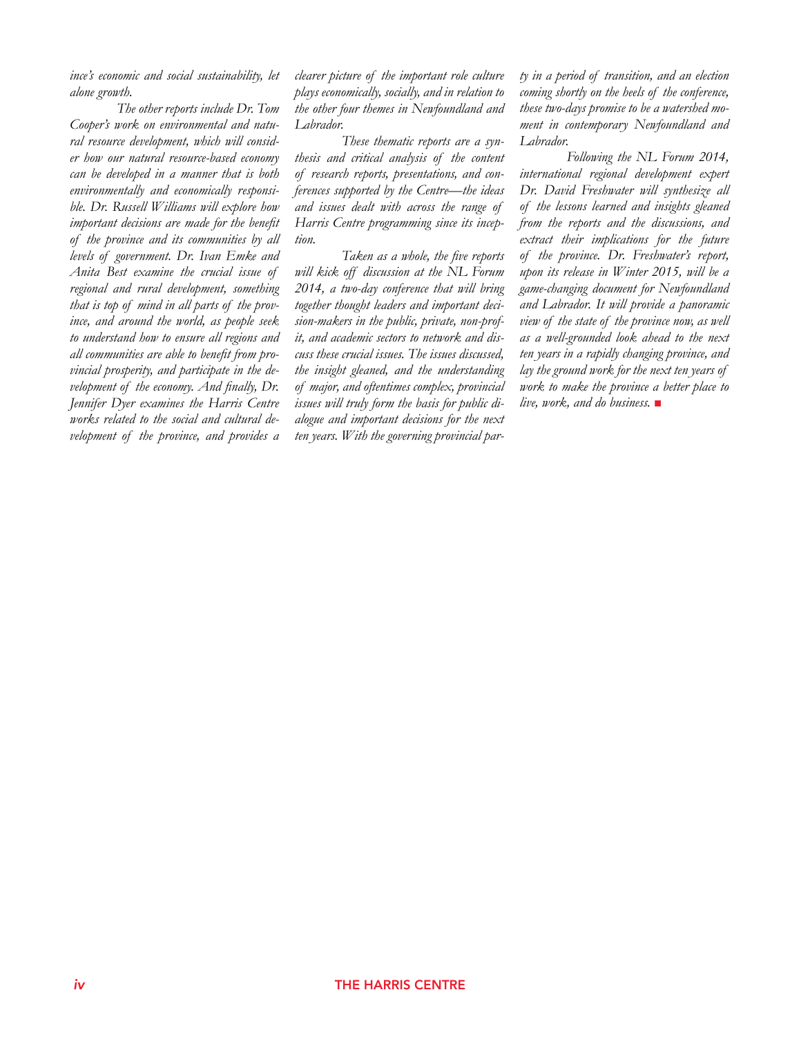*ince's economic and social sustainability, let alone growth.*

*The other reports include Dr. Tom Cooper's work on environmental and natural resource development, which will consider how our natural resource-based economy can be developed in a manner that is both environmentally and economically responsible. Dr. Russell Williams will explore how important decisions are made for the benefit of the province and its communities by all levels of government. Dr. Ivan Emke and Anita Best examine the crucial issue of regional and rural development, something that is top of mind in all parts of the province, and around the world, as people seek to understand how to ensure all regions and all communities are able to benefit from provincial prosperity, and participate in the development of the economy. And finally, Dr. Jennifer Dyer examines the Harris Centre works related to the social and cultural development of the province, and provides a clearer picture of the important role culture plays economically, socially, and in relation to the other four themes in Newfoundland and Labrador.*

*These thematic reports are a synthesis and critical analysis of the content of research reports, presentations, and conferences supported by the Centre—the ideas and issues dealt with across the range of Harris Centre programming since its inception.*

*Taken as a whole, the five reports will kick off discussion at the NL Forum 2014, a two-day conference that will bring together thought leaders and important decision-makers in the public, private, non-profit, and academic sectors to network and discuss these crucial issues. The issues discussed, the insight gleaned, and the understanding of major, and oftentimes complex, provincial issues will truly form the basis for public dialogue and important decisions for the next ten years. With the governing provincial party in a period of transition, and an election coming shortly on the heels of the conference, these two-days promise to be a watershed moment in contemporary Newfoundland and Labrador.*

*Following the NL Forum 2014, international regional development expert Dr. David Freshwater will synthesize all of the lessons learned and insights gleaned from the reports and the discussions, and extract their implications for the future of the province. Dr. Freshwater's report, upon its release in Winter 2015, will be a game-changing document for Newfoundland and Labrador. It will provide a panoramic view of the state of the province now, as well as a well-grounded look ahead to the next ten years in a rapidly changing province, and lay the ground work for the next ten years of work to make the province a better place to live, work, and do business.* ■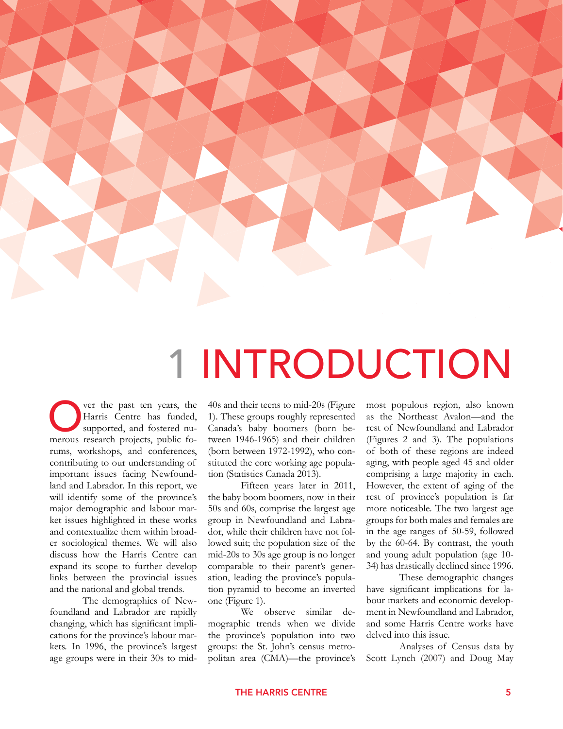# 1 INTRODUCTION

Over the past ten years, the Harris Centre has funded, supported, and fostered numerous research projects, public forums, workshops, and conferences, contributing to our understanding of important issues facing Newfoundland and Labrador. In this report, we will identify some of the province's major demographic and labour market issues highlighted in these works and contextualize them within broader sociological themes. We will also discuss how the Harris Centre can expand its scope to further develop links between the provincial issues and the national and global trends.

The demographics of Newfoundland and Labrador are rapidly changing, which has significant implications for the province's labour markets. In 1996, the province's largest age groups were in their 30s to mid-40s and their teens to mid-20s (Figure 1). These groups roughly represented Canada's baby boomers (born between 1946-1965) and their children (born between 1972-1992), who constituted the core working age population (Statistics Canada 2013).

Fifteen years later in 2011, the baby boom boomers, now in their 50s and 60s, comprise the largest age group in Newfoundland and Labrador, while their children have not followed suit; the population size of the mid-20s to 30s age group is no longer comparable to their parent's generation, leading the province's population pyramid to become an inverted one (Figure 1).

We observe similar demographic trends when we divide the province's population into two groups: the St. John's census metropolitan area (CMA)—the province's most populous region, also known as the Northeast Avalon—and the rest of Newfoundland and Labrador (Figures 2 and 3). The populations of both of these regions are indeed aging, with people aged 45 and older comprising a large majority in each. However, the extent of aging of the rest of province's population is far more noticeable. The two largest age groups for both males and females are in the age ranges of 50-59, followed by the 60-64. By contrast, the youth and young adult population (age 10-34) has drastically declined since 1996.

These demographic changes have significant implications for labour markets and economic development in Newfoundland and Labrador, and some Harris Centre works have delved into this issue.

Analyses of Census data by Scott Lynch (2007) and Doug May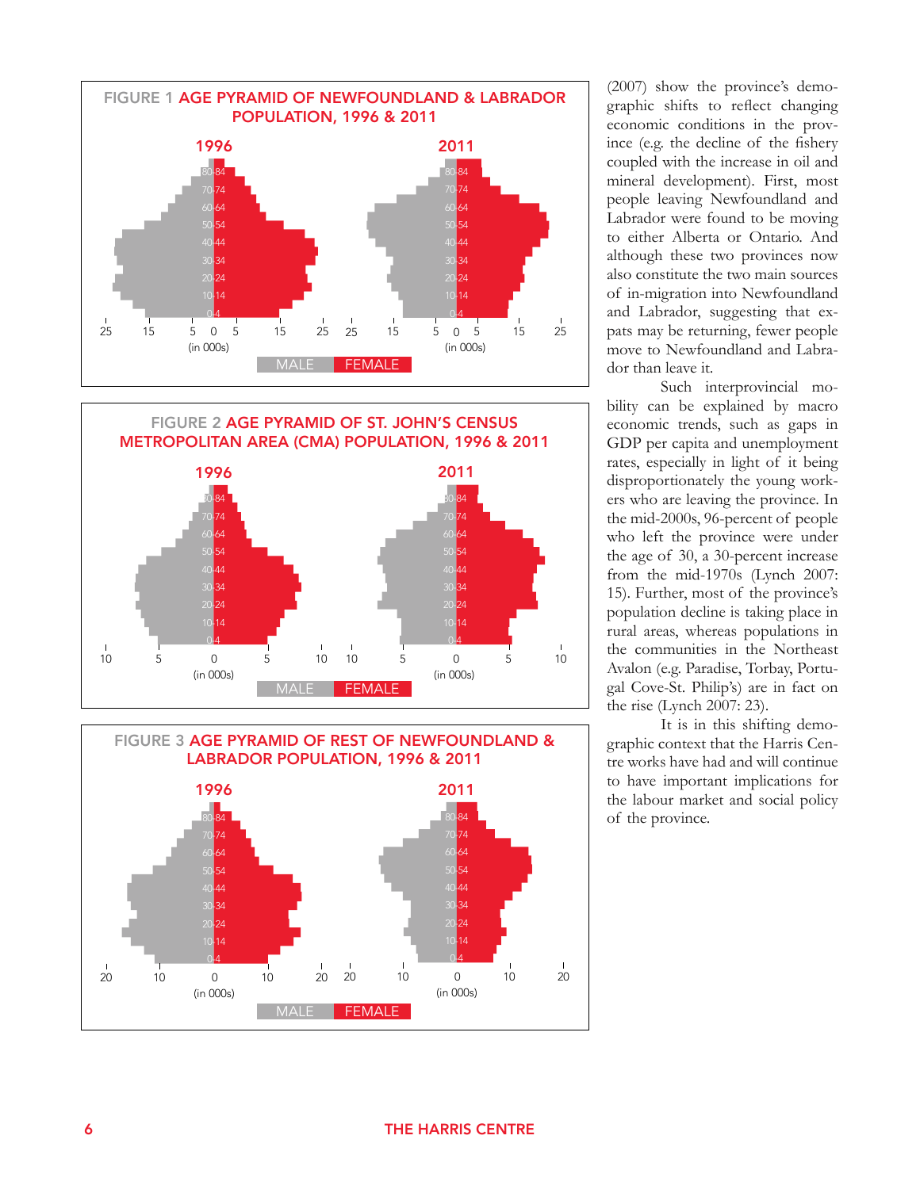**FIGURE 1 AGE PYRAMID OF NEWFOUNDLAND & LABRADOR POPULATION, 1996 & 2011**

**FIGURE 2 AGE PYRAMID OF ST. JOHN'S CENSUS METROPOLITAN AREA (CMA) POPULATION, 1996 & 2011**

**FIGURE 3 AGE PYRAMID OF REST OF NEWFOUNDLAND & LABRADOR POPULATION, 1996 & 2011**

(2007) show the province's demographic shifts to reflect changing economic conditions in the province (e.g. the decline of the fishery coupled with the increase in oil and mineral development). First, most people leaving Newfoundland and Labrador were found to be moving to either Alberta or Ontario. And although these two provinces now also constitute the two main sources of in-migration into Newfoundland and Labrador, suggesting that expats may be returning, fewer people move to Newfoundland and Labrador than leave it.

Such interprovincial mobility can be explained by macro economic trends, such as gaps in GDP per capita and unemployment rates, especially in light of it being disproportionately the young workers who are leaving the province. In the mid-2000s, 96-percent of people who left the province were under the age of 30, a 30-percent increase from the mid-1970s (Lynch 2007: 15). Further, most of the province's population decline is taking place in rural areas, whereas populations in the communities in the Northeast Avalon (e.g. Paradise, Torbay, Portugal Cove-St. Philip's) are in fact on the rise (Lynch 2007: 23).

It is in this shifting demographic context that the Harris Centre works have had and will continue to have important implications for the labour market and social policy of the province.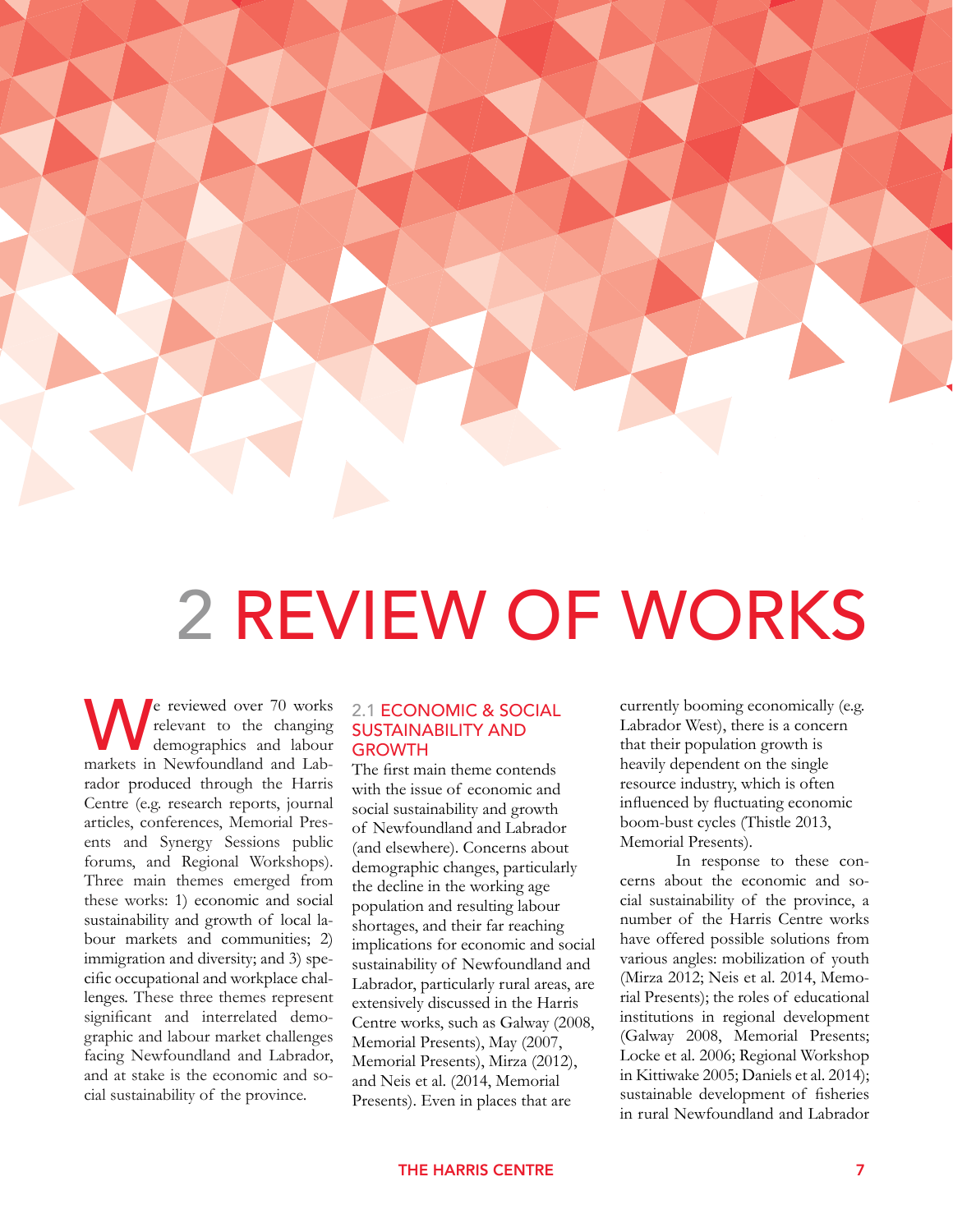# 2 REVIEW OF WORKS

We reviewed over 70 works relevant to the changing demographics and labour markets in Newfoundland and Labrador produced through the Harris Centre (e.g. research reports, journal articles, conferences, Memorial Presents and Synergy Sessions public forums, and Regional Workshops). Three main themes emerged from these works: 1) economic and social sustainability and growth of local labour markets and communities; 2) immigration and diversity; and 3) specific occupational and workplace challenges. These three themes represent significant and interrelated demographic and labour market challenges facing Newfoundland and Labrador, and at stake is the economic and social sustainability of the province.

## 2.1 ECONOMIC & SOCIAL SUSTAINABILITY AND GROWTH

The first main theme contends with the issue of economic and social sustainability and growth of Newfoundland and Labrador (and elsewhere). Concerns about demographic changes, particularly the decline in the working age population and resulting labour shortages, and their far reaching implications for economic and social sustainability of Newfoundland and Labrador, particularly rural areas, are extensively discussed in the Harris Centre works, such as Galway (2008, Memorial Presents), May (2007, Memorial Presents), Mirza (2012), and Neis et al. (2014, Memorial Presents). Even in places that are currently booming economically (e.g. Labrador West), there is a concern that their population growth is heavily dependent on the single resource industry, which is often influenced by fluctuating economic boom-bust cycles (Thistle 2013, Memorial Presents).

In response to these concerns about the economic and social sustainability of the province, a number of the Harris Centre works have offered possible solutions from various angles: mobilization of youth (Mirza 2012; Neis et al. 2014, Memorial Presents); the roles of educational institutions in regional development (Galway 2008, Memorial Presents; Locke et al. 2006; Regional Workshop in Kittiwake 2005; Daniels et al. 2014); sustainable development of fisheries in rural Newfoundland and Labrador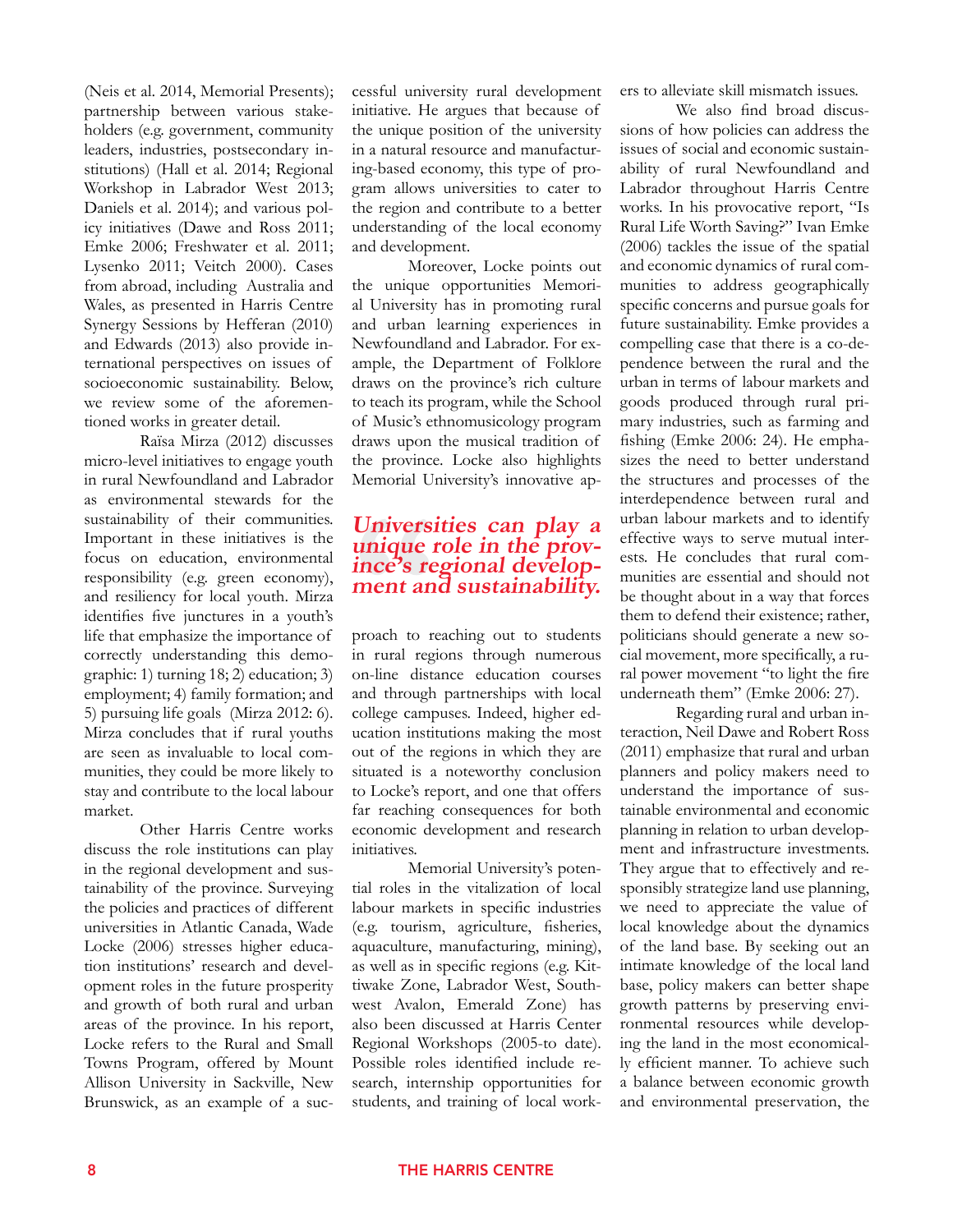(Neis et al. 2014, Memorial Presents); partnership between various stakeholders (e.g. government, community leaders, industries, postsecondary institutions) (Hall et al. 2014; Regional Workshop in Labrador West 2013; Daniels et al. 2014); and various policy initiatives (Dawe and Ross 2011; Emke 2006; Freshwater et al. 2011; Lysenko 2011; Veitch 2000). Cases from abroad, including Australia and Wales, as presented in Harris Centre Synergy Sessions by Hefferan (2010) and Edwards (2013) also provide international perspectives on issues of socioeconomic sustainability. Below, we review some of the aforementioned works in greater detail.

Raïsa Mirza (2012) discusses micro-level initiatives to engage youth in rural Newfoundland and Labrador as environmental stewards for the sustainability of their communities. Important in these initiatives is the focus on education, environmental responsibility (e.g. green economy), and resiliency for local youth. Mirza identifies five junctures in a youth's life that emphasize the importance of correctly understanding this demographic: 1) turning 18; 2) education; 3) employment; 4) family formation; and 5) pursuing life goals (Mirza 2012: 6). Mirza concludes that if rural youths are seen as invaluable to local communities, they could be more likely to stay and contribute to the local labour market.

Other Harris Centre works discuss the role institutions can play in the regional development and sustainability of the province. Surveying the policies and practices of different universities in Atlantic Canada, Wade Locke (2006) stresses higher education institutions' research and development roles in the future prosperity and growth of both rural and urban areas of the province. In his report, Locke refers to the Rural and Small Towns Program, offered by Mount Allison University in Sackville, New Brunswick, as an example of a successful university rural development initiative. He argues that because of the unique position of the university in a natural resource and manufacturing-based economy, this type of program allows universities to cater to the region and contribute to a better understanding of the local economy and development.

Moreover, Locke points out the unique opportunities Memorial University has in promoting rural and urban learning experiences in Newfoundland and Labrador. For example, the Department of Folklore draws on the province's rich culture to teach its program, while the School of Music's ethnomusicology program draws upon the musical tradition of the province. Locke also highlights Memorial University's innovative approach to reaching out to students in rural regions through numerous on-line distance education courses and through partnerships with local college campuses. Indeed, higher education institutions making the most out of the regions in which they are situated is a noteworthy conclusion to Locke's report, and one that offers far reaching consequences for both economic development and research initiatives.

> ***Universities can play a unique role in the province's regional development and sustainability.***

Memorial University's potential roles in the vitalization of local labour markets in specific industries (e.g. tourism, agriculture, fisheries, aquaculture, manufacturing, mining), as well as in specific regions (e.g. Kittiwake Zone, Labrador West, Southwest Avalon, Emerald Zone) has also been discussed at Harris Center Regional Workshops (2005-to date). Possible roles identified include research, internship opportunities for students, and training of local workers to alleviate skill mismatch issues.

We also find broad discussions of how policies can address the issues of social and economic sustainability of rural Newfoundland and Labrador throughout Harris Centre works. In his provocative report, "Is Rural Life Worth Saving?" Ivan Emke (2006) tackles the issue of the spatial and economic dynamics of rural communities to address geographically specific concerns and pursue goals for future sustainability. Emke provides a compelling case that there is a co-dependence between the rural and the urban in terms of labour markets and goods produced through rural primary industries, such as farming and fishing (Emke 2006: 24). He emphasizes the need to better understand the structures and processes of the interdependence between rural and urban labour markets and to identify effective ways to serve mutual interests. He concludes that rural communities are essential and should not be thought about in a way that forces them to defend their existence; rather, politicians should generate a new social movement, more specifically, a rural power movement "to light the fire underneath them" (Emke 2006: 27).

Regarding rural and urban interaction, Neil Dawe and Robert Ross (2011) emphasize that rural and urban planners and policy makers need to understand the importance of sustainable environmental and economic planning in relation to urban development and infrastructure investments. They argue that to effectively and responsibly strategize land use planning, we need to appreciate the value of local knowledge about the dynamics of the land base. By seeking out an intimate knowledge of the local land base, policy makers can better shape growth patterns by preserving environmental resources while developing the land in the most economically efficient manner. To achieve such a balance between economic growth and environmental preservation, the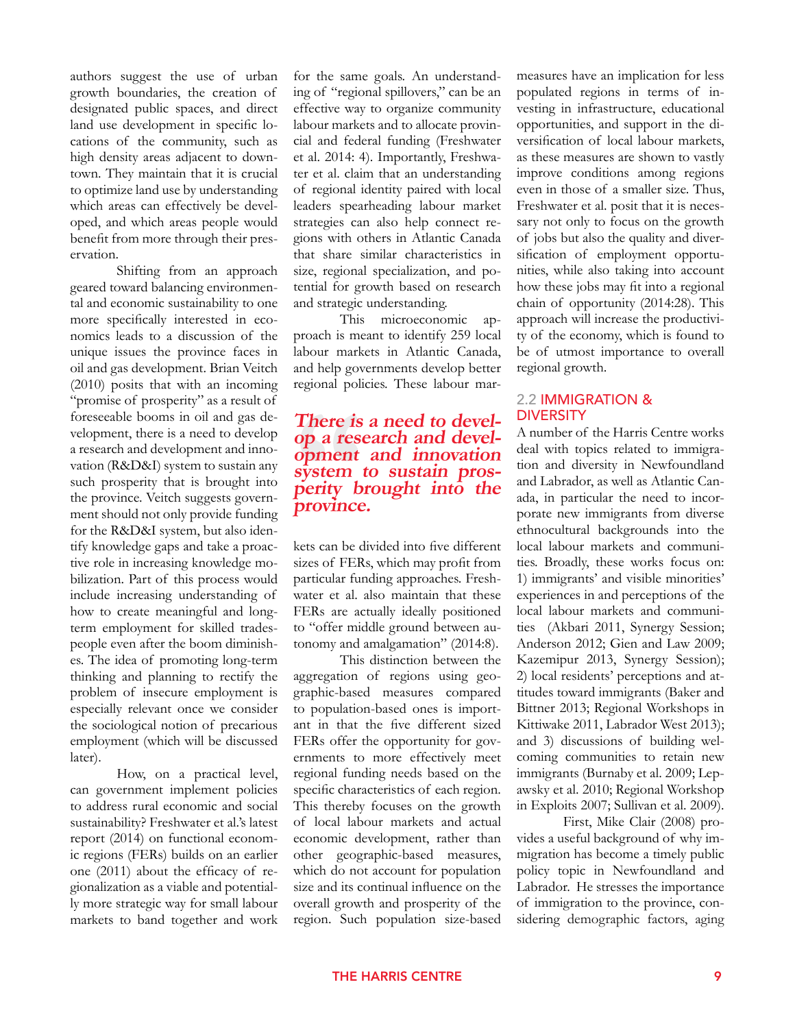authors suggest the use of urban growth boundaries, the creation of designated public spaces, and direct land use development in specific locations of the community, such as high density areas adjacent to downtown. They maintain that it is crucial to optimize land use by understanding which areas can effectively be developed, and which areas people would benefit from more through their preservation.

Shifting from an approach geared toward balancing environmental and economic sustainability to one more specifically interested in economics leads to a discussion of the unique issues the province faces in oil and gas development. Brian Veitch (2010) posits that with an incoming "promise of prosperity" as a result of foreseeable booms in oil and gas development, there is a need to develop a research and development and innovation (R&D&I) system to sustain any such prosperity that is brought into the province. Veitch suggests government should not only provide funding for the R&D&I system, but also identify knowledge gaps and take a proactive role in increasing knowledge mobilization. Part of this process would include increasing understanding of how to create meaningful and long-term employment for skilled tradespeople even after the boom diminishes. The idea of promoting long-term thinking and planning to rectify the problem of insecure employment is especially relevant once we consider the sociological notion of precarious employment (which will be discussed later).

How, on a practical level, can government implement policies to address rural economic and social sustainability? Freshwater et al.'s latest report (2014) on functional economic regions (FERs) builds on an earlier one (2011) about the efficacy of regionalization as a viable and potentially more strategic way for small labour markets to band together and work for the same goals. An understanding of "regional spillovers," can be an effective way to organize community labour markets and to allocate provincial and federal funding (Freshwater et al. 2014: 4). Importantly, Freshwater et al. claim that an understanding of regional identity paired with local leaders spearheading labour market strategies can also help connect regions with others in Atlantic Canada that share similar characteristics in size, regional specialization, and potential for growth based on research and strategic understanding.

This microeconomic approach is meant to identify 259 local labour markets in Atlantic Canada, and help governments develop better regional policies. These labour markets can be divided into five different sizes of FERs, which may profit from particular funding approaches. Freshwater et al. also maintain that these FERs are actually ideally positioned to "offer middle ground between autonomy and amalgamation" (2014:8).

> ***There is a need to develop a research and development and innovation system to sustain prosperity brought into the province.***

This distinction between the aggregation of regions using geographic-based measures compared to population-based ones is important in that the five different sized FERs offer the opportunity for governments to more effectively meet regional funding needs based on the specific characteristics of each region. This thereby focuses on the growth of local labour markets and actual economic development, rather than other geographic-based measures, which do not account for population size and its continual influence on the overall growth and prosperity of the region. Such population size-based measures have an implication for less populated regions in terms of investing in infrastructure, educational opportunities, and support in the diversification of local labour markets, as these measures are shown to vastly improve conditions among regions even in those of a smaller size. Thus, Freshwater et al. posit that it is necessary not only to focus on the growth of jobs but also the quality and diversification of employment opportunities, while also taking into account how these jobs may fit into a regional chain of opportunity (2014:28). This approach will increase the productivity of the economy, which is found to be of utmost importance to overall regional growth.

## 2.2 IMMIGRATION & DIVERSITY

A number of the Harris Centre works deal with topics related to immigration and diversity in Newfoundland and Labrador, as well as Atlantic Canada, in particular the need to incorporate new immigrants from diverse ethnocultural backgrounds into the local labour markets and communities. Broadly, these works focus on: 1) immigrants' and visible minorities' experiences in and perceptions of the local labour markets and communities (Akbari 2011, Synergy Session; Anderson 2012; Gien and Law 2009; Kazemipur 2013, Synergy Session); 2) local residents' perceptions and attitudes toward immigrants (Baker and Bittner 2013; Regional Workshops in Kittiwake 2011, Labrador West 2013); and 3) discussions of building welcoming communities to retain new immigrants (Burnaby et al. 2009; Lepawsky et al. 2010; Regional Workshop in Exploits 2007; Sullivan et al. 2009).

First, Mike Clair (2008) provides a useful background of why immigration has become a timely public policy topic in Newfoundland and Labrador. He stresses the importance of immigration to the province, considering demographic factors, aging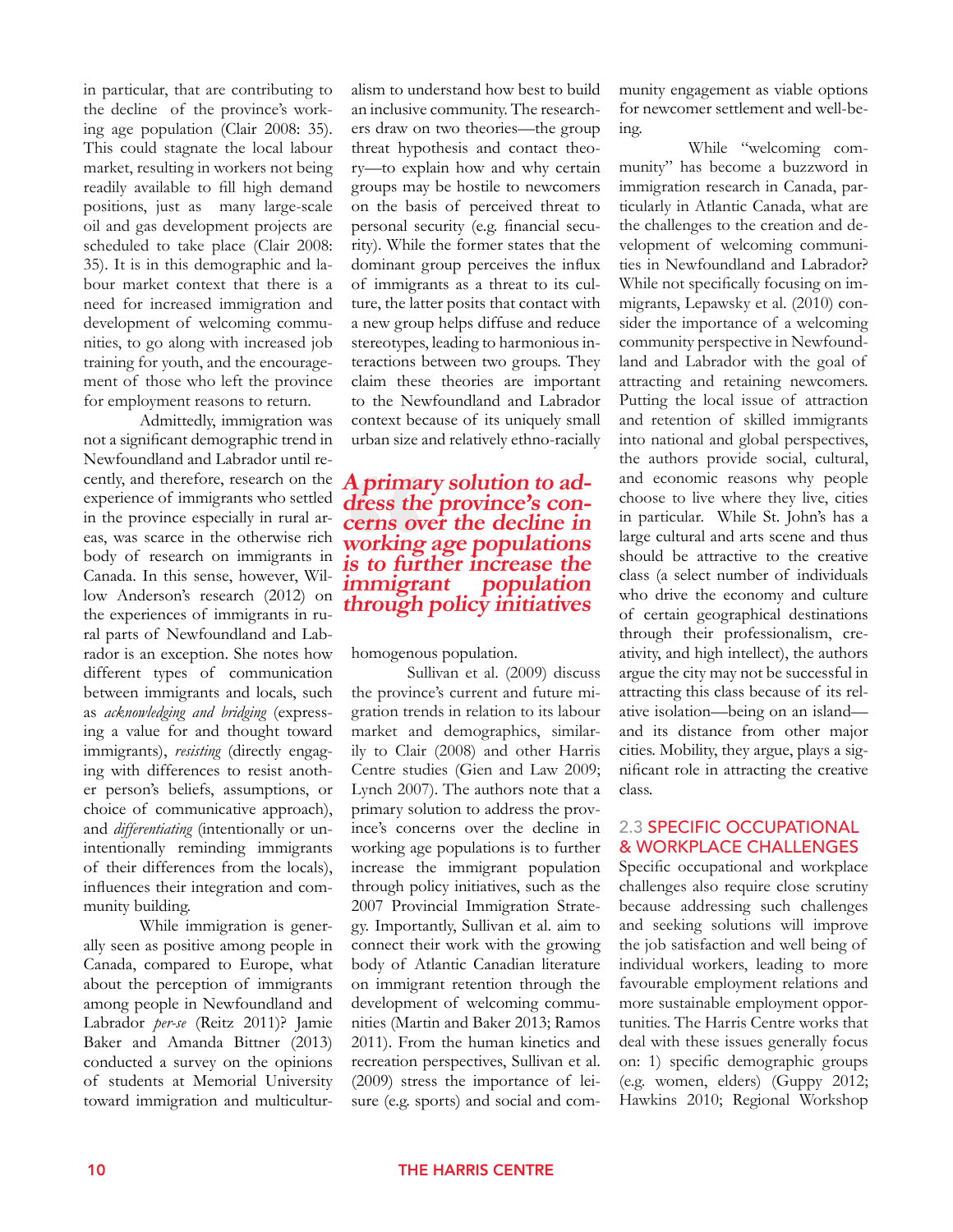in particular, that are contributing to the decline of the province's working age population (Clair 2008: 35). This could stagnate the local labour market, resulting in workers not being readily available to fill high demand positions, just as many large-scale oil and gas development projects are scheduled to take place (Clair 2008: 35). It is in this demographic and labour market context that there is a need for increased immigration and development of welcoming communities, to go along with increased job training for youth, and the encouragement of those who left the province for employment reasons to return.

Admittedly, immigration was not a significant demographic trend in Newfoundland and Labrador until recently, and therefore, research on the experience of immigrants who settled in the province especially in rural areas, was scarce in the otherwise rich body of research on immigrants in Canada. In this sense, however, Willow Anderson's research (2012) on the experiences of immigrants in rural parts of Newfoundland and Labrador is an exception. She notes how different types of communication between immigrants and locals, such as *acknowledging and bridging* (expressing a value for and thought toward immigrants), *resisting* (directly engaging with differences to resist another person's beliefs, assumptions, or choice of communicative approach), and *differentiating* (intentionally or unintentionally reminding immigrants of their differences from the locals), influences their integration and community building.

While immigration is generally seen as positive among people in Canada, compared to Europe, what about the perception of immigrants among people in Newfoundland and Labrador *per-se* (Reitz 2011)? Jamie Baker and Amanda Bittner (2013) conducted a survey on the opinions of students at Memorial University toward immigration and multiculturalism to understand how best to build an inclusive community. The researchers draw on two theories—the group threat hypothesis and contact theory—to explain how and why certain groups may be hostile to newcomers on the basis of perceived threat to personal security (e.g. financial security). While the former states that the dominant group perceives the influx of immigrants as a threat to its culture, the latter posits that contact with a new group helps diffuse and reduce stereotypes, leading to harmonious interactions between two groups. They claim these theories are important to the Newfoundland and Labrador context because of its uniquely small urban size and relatively ethno-racially homogenous population.

> ***A primary solution to address the province's concerns over the decline in working age populations is to further increase the immigrant population through policy initiatives***

Sullivan et al. (2009) discuss the province's current and future migration trends in relation to its labour market and demographics, similarily to Clair (2008) and other Harris Centre studies (Gien and Law 2009; Lynch 2007). The authors note that a primary solution to address the province's concerns over the decline in working age populations is to further increase the immigrant population through policy initiatives, such as the 2007 Provincial Immigration Strategy. Importantly, Sullivan et al. aim to connect their work with the growing body of Atlantic Canadian literature on immigrant retention through the development of welcoming communities (Martin and Baker 2013; Ramos 2011). From the human kinetics and recreation perspectives, Sullivan et al. (2009) stress the importance of leisure (e.g. sports) and social and community engagement as viable options for newcomer settlement and well-being.

While "welcoming community" has become a buzzword in immigration research in Canada, particularly in Atlantic Canada, what are the challenges to the creation and development of welcoming communities in Newfoundland and Labrador? While not specifically focusing on immigrants, Lepawsky et al. (2010) consider the importance of a welcoming community perspective in Newfoundland and Labrador with the goal of attracting and retaining newcomers. Putting the local issue of attraction and retention of skilled immigrants into national and global perspectives, the authors provide social, cultural, and economic reasons why people choose to live where they live, cities in particular. While St. John's has a large cultural and arts scene and thus should be attractive to the creative class (a select number of individuals who drive the economy and culture of certain geographical destinations through their professionalism, creativity, and high intellect), the authors argue the city may not be successful in attracting this class because of its relative isolation—being on an island—and its distance from other major cities. Mobility, they argue, plays a significant role in attracting the creative class.

## 2.3 SPECIFIC OCCUPATIONAL & WORKPLACE CHALLENGES

Specific occupational and workplace challenges also require close scrutiny because addressing such challenges and seeking solutions will improve the job satisfaction and well being of individual workers, leading to more favourable employment relations and more sustainable employment opportunities. The Harris Centre works that deal with these issues generally focus on: 1) specific demographic groups (e.g. women, elders) (Guppy 2012; Hawkins 2010; Regional Workshop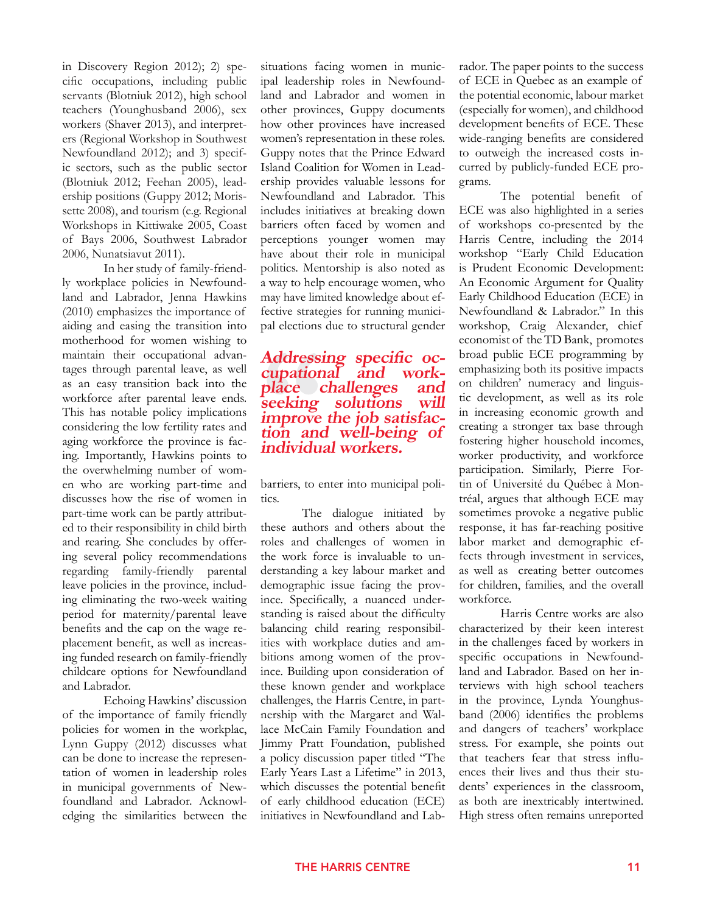in Discovery Region 2012); 2) specific occupations, including public servants (Blotniuk 2012), high school teachers (Younghusband 2006), sex workers (Shaver 2013), and interpreters (Regional Workshop in Southwest Newfoundland 2012); and 3) specific sectors, such as the public sector (Blotniuk 2012; Feehan 2005), leadership positions (Guppy 2012; Morissette 2008), and tourism (e.g. Regional Workshops in Kittiwake 2005, Coast of Bays 2006, Southwest Labrador 2006, Nunatsiavut 2011).

In her study of family-friendly workplace policies in Newfoundland and Labrador, Jenna Hawkins (2010) emphasizes the importance of aiding and easing the transition into motherhood for women wishing to maintain their occupational advantages through parental leave, as well as an easy transition back into the workforce after parental leave ends. This has notable policy implications considering the low fertility rates and aging workforce the province is facing. Importantly, Hawkins points to the overwhelming number of women who are working part-time and discusses how the rise of women in part-time work can be partly attributed to their responsibility in child birth and rearing. She concludes by offering several policy recommendations regarding family-friendly parental leave policies in the province, including eliminating the two-week waiting period for maternity/parental leave benefits and the cap on the wage replacement benefit, as well as increasing funded research on family-friendly childcare options for Newfoundland and Labrador.

Echoing Hawkins' discussion of the importance of family friendly policies for women in the workplac, Lynn Guppy (2012) discusses what can be done to increase the representation of women in leadership roles in municipal governments of Newfoundland and Labrador. Acknowledging the similarities between the situations facing women in municipal leadership roles in Newfoundland and Labrador and women in other provinces, Guppy documents how other provinces have increased women's representation in these roles. Guppy notes that the Prince Edward Island Coalition for Women in Leadership provides valuable lessons for Newfoundland and Labrador. This includes initiatives at breaking down barriers often faced by women and perceptions younger women may have about their role in municipal politics. Mentorship is also noted as a way to help encourage women, who may have limited knowledge about effective strategies for running municipal elections due to structural gender barriers, to enter into municipal politics.

***Addressing specific occupational and workplace challenges and seeking solutions will improve the job satisfaction and well-being of individual workers.***

The dialogue initiated by these authors and others about the roles and challenges of women in the work force is invaluable to understanding a key labour market and demographic issue facing the province. Specifically, a nuanced understanding is raised about the difficulty balancing child rearing responsibilities with workplace duties and ambitions among women of the province. Building upon consideration of these known gender and workplace challenges, the Harris Centre, in partnership with the Margaret and Wallace McCain Family Foundation and Jimmy Pratt Foundation, published a policy discussion paper titled "The Early Years Last a Lifetime" in 2013, which discusses the potential benefit of early childhood education (ECE) initiatives in Newfoundland and Labrador. The paper points to the success of ECE in Quebec as an example of the potential economic, labour market (especially for women), and childhood development benefits of ECE. These wide-ranging benefits are considered to outweigh the increased costs incurred by publicly-funded ECE programs.

The potential benefit of ECE was also highlighted in a series of workshops co-presented by the Harris Centre, including the 2014 workshop "Early Child Education is Prudent Economic Development: An Economic Argument for Quality Early Childhood Education (ECE) in Newfoundland & Labrador." In this workshop, Craig Alexander, chief economist of the TD Bank, promotes broad public ECE programming by emphasizing both its positive impacts on children' numeracy and linguistic development, as well as its role in increasing economic growth and creating a stronger tax base through fostering higher household incomes, worker productivity, and workforce participation. Similarly, Pierre Fortin of Université du Québec à Montréal, argues that although ECE may sometimes provoke a negative public response, it has far-reaching positive labor market and demographic effects through investment in services, as well as creating better outcomes for children, families, and the overall workforce.

Harris Centre works are also characterized by their keen interest in the challenges faced by workers in specific occupations in Newfoundland and Labrador. Based on her interviews with high school teachers in the province, Lynda Younghusband (2006) identifies the problems and dangers of teachers' workplace stress. For example, she points out that teachers fear that stress influences their lives and thus their students' experiences in the classroom, as both are inextricably intertwined. High stress often remains unreported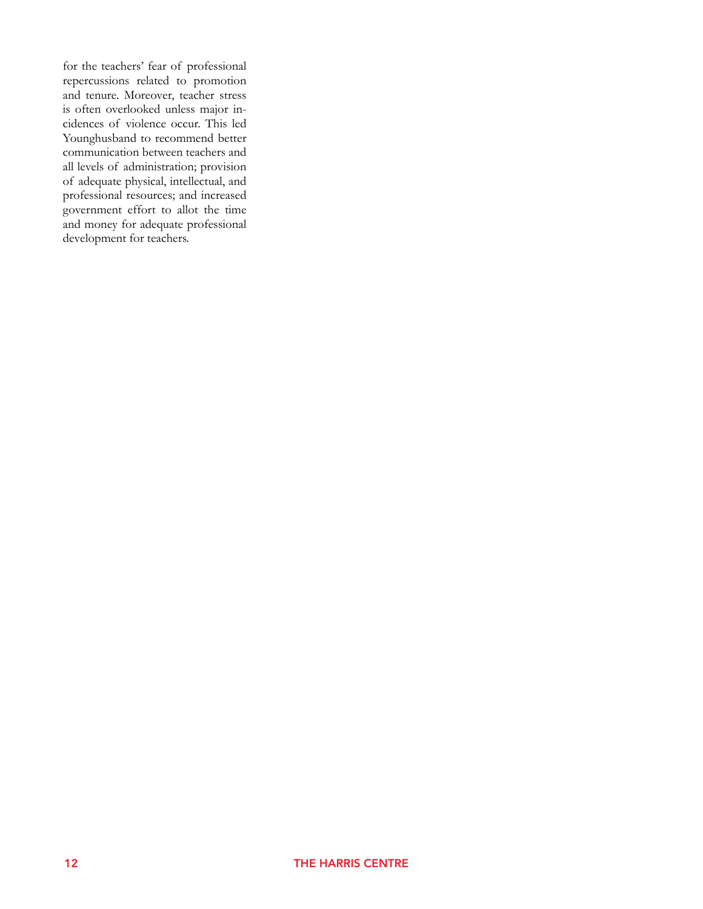for the teachers' fear of professional repercussions related to promotion and tenure. Moreover, teacher stress is often overlooked unless major incidences of violence occur. This led Younghusband to recommend better communication between teachers and all levels of administration; provision of adequate physical, intellectual, and professional resources; and increased government effort to allot the time and money for adequate professional development for teachers.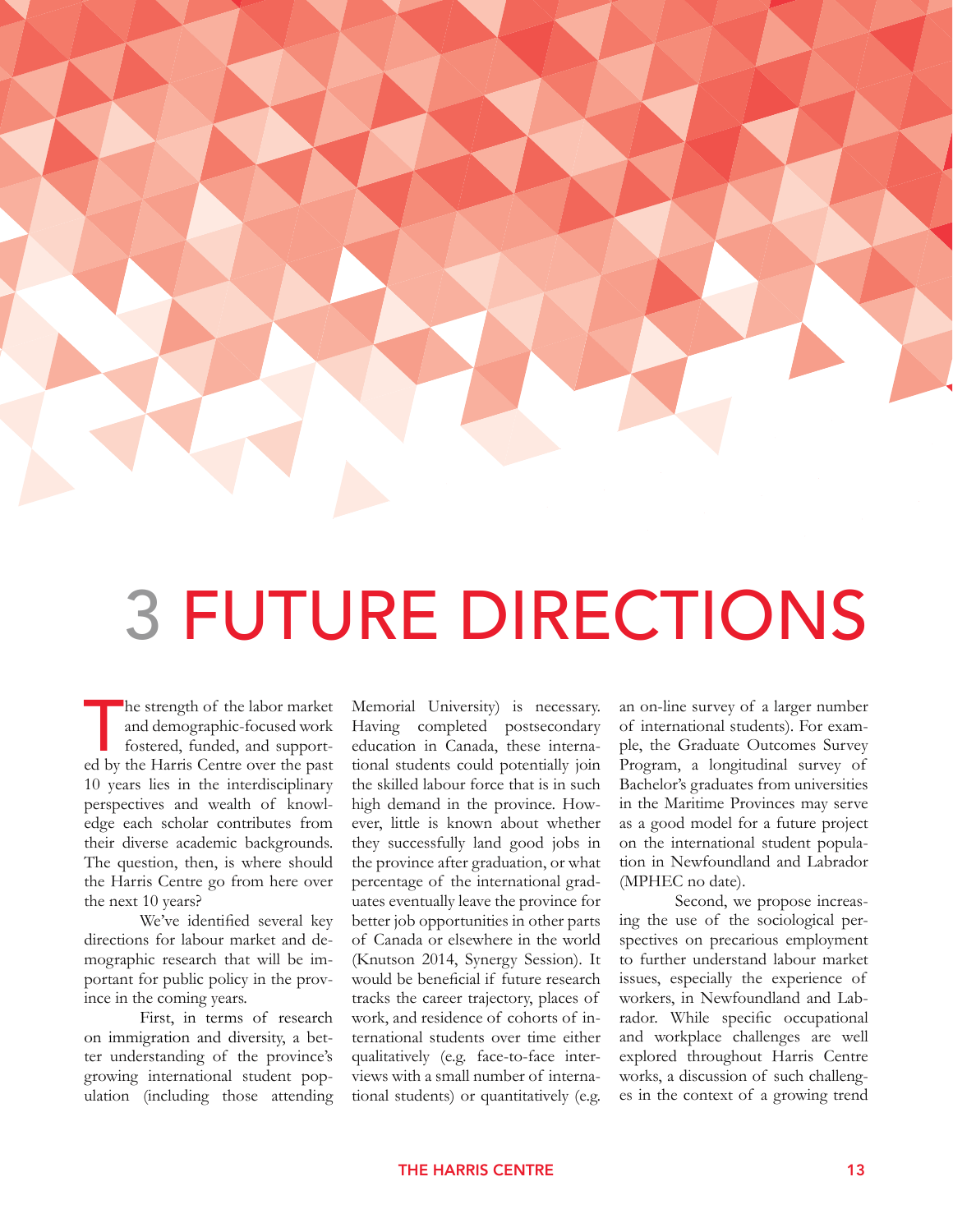# 3 FUTURE DIRECTIONS

The strength of the labor market and demographic-focused work fostered, funded, and supported by the Harris Centre over the past 10 years lies in the interdisciplinary perspectives and wealth of knowledge each scholar contributes from their diverse academic backgrounds. The question, then, is where should the Harris Centre go from here over the next 10 years?

We've identified several key directions for labour market and demographic research that will be important for public policy in the province in the coming years.

First, in terms of research on immigration and diversity, a better understanding of the province's growing international student population (including those attending Memorial University) is necessary. Having completed postsecondary education in Canada, these international students could potentially join the skilled labour force that is in such high demand in the province. However, little is known about whether they successfully land good jobs in the province after graduation, or what percentage of the international graduates eventually leave the province for better job opportunities in other parts of Canada or elsewhere in the world (Knutson 2014, Synergy Session). It would be beneficial if future research tracks the career trajectory, places of work, and residence of cohorts of international students over time either qualitatively (e.g. face-to-face interviews with a small number of international students) or quantitatively (e.g. an on-line survey of a larger number of international students). For example, the Graduate Outcomes Survey Program, a longitudinal survey of Bachelor's graduates from universities in the Maritime Provinces may serve as a good model for a future project on the international student population in Newfoundland and Labrador (MPHEC no date).

Second, we propose increasing the use of the sociological perspectives on precarious employment to further understand labour market issues, especially the experience of workers, in Newfoundland and Labrador. While specific occupational and workplace challenges are well explored throughout Harris Centre works, a discussion of such challenges in the context of a growing trend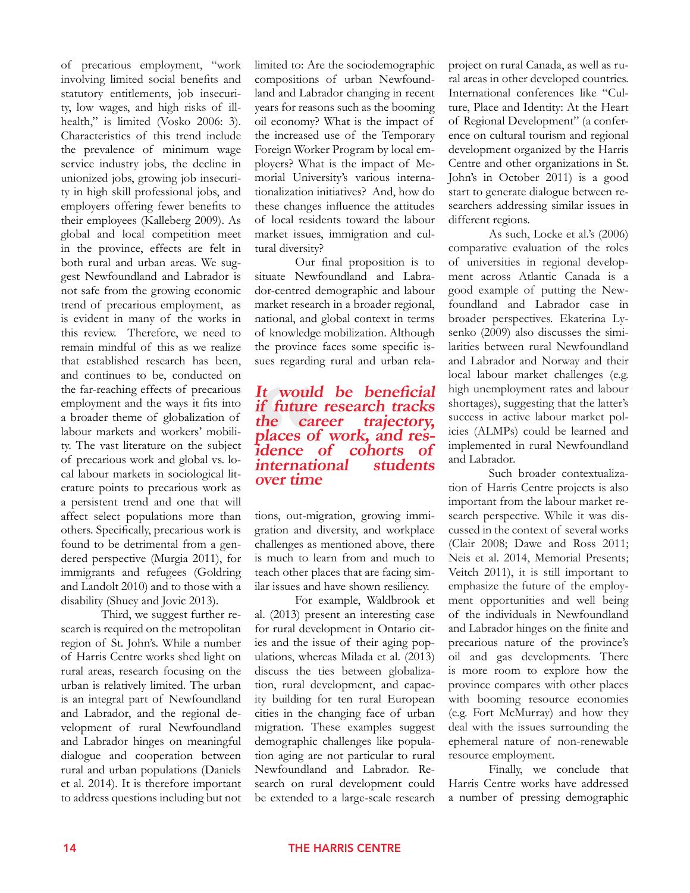of precarious employment, "work involving limited social benefits and statutory entitlements, job insecurity, low wages, and high risks of ill-health," is limited (Vosko 2006: 3). Characteristics of this trend include the prevalence of minimum wage service industry jobs, the decline in unionized jobs, growing job insecurity in high skill professional jobs, and employers offering fewer benefits to their employees (Kalleberg 2009). As global and local competition meet in the province, effects are felt in both rural and urban areas. We suggest Newfoundland and Labrador is not safe from the growing economic trend of precarious employment, as is evident in many of the works in this review. Therefore, we need to remain mindful of this as we realize that established research has been, and continues to be, conducted on the far-reaching effects of precarious employment and the ways it fits into a broader theme of globalization of labour markets and workers' mobility. The vast literature on the subject of precarious work and global vs. local labour markets in sociological literature points to precarious work as a persistent trend and one that will affect select populations more than others. Specifically, precarious work is found to be detrimental from a gendered perspective (Murgia 2011), for immigrants and refugees (Goldring and Landolt 2010) and to those with a disability (Shuey and Jovic 2013).

Third, we suggest further research is required on the metropolitan region of St. John's. While a number of Harris Centre works shed light on rural areas, research focusing on the urban is relatively limited. The urban is an integral part of Newfoundland and Labrador, and the regional development of rural Newfoundland and Labrador hinges on meaningful dialogue and cooperation between rural and urban populations (Daniels et al. 2014). It is therefore important to address questions including but not limited to: Are the sociodemographic compositions of urban Newfoundland and Labrador changing in recent years for reasons such as the booming oil economy? What is the impact of the increased use of the Temporary Foreign Worker Program by local employers? What is the impact of Memorial University's various internationalization initiatives? And, how do these changes influence the attitudes of local residents toward the labour market issues, immigration and cultural diversity?

Our final proposition is to situate Newfoundland and Labrador-centred demographic and labour market research in a broader regional, national, and global context in terms of knowledge mobilization. Although the province faces some specific issues regarding rural and urban relations, out-migration, growing immigration and diversity, and workplace challenges as mentioned above, there is much to learn from and much to teach other places that are facing similar issues and have shown resiliency.

> ***It would be beneficial if future research tracks the career trajectory, places of work, and residence of cohorts of international students over time***

For example, Waldbrook et al. (2013) present an interesting case for rural development in Ontario cities and the issue of their aging populations, whereas Milada et al. (2013) discuss the ties between globalization, rural development, and capacity building for ten rural European cities in the changing face of urban migration. These examples suggest demographic challenges like population aging are not particular to rural Newfoundland and Labrador. Research on rural development could be extended to a large-scale research project on rural Canada, as well as rural areas in other developed countries. International conferences like "Culture, Place and Identity: At the Heart of Regional Development" (a conference on cultural tourism and regional development organized by the Harris Centre and other organizations in St. John's in October 2011) is a good start to generate dialogue between researchers addressing similar issues in different regions.

As such, Locke et al.'s (2006) comparative evaluation of the roles of universities in regional development across Atlantic Canada is a good example of putting the Newfoundland and Labrador case in broader perspectives. Ekaterina Lysenko (2009) also discusses the similarities between rural Newfoundland and Labrador and Norway and their local labour market challenges (e.g. high unemployment rates and labour shortages), suggesting that the latter's success in active labour market policies (ALMPs) could be learned and implemented in rural Newfoundland and Labrador.

Such broader contextualization of Harris Centre projects is also important from the labour market research perspective. While it was discussed in the context of several works (Clair 2008; Dawe and Ross 2011; Neis et al. 2014, Memorial Presents; Veitch 2011), it is still important to emphasize the future of the employment opportunities and well being of the individuals in Newfoundland and Labrador hinges on the finite and precarious nature of the province's oil and gas developments. There is more room to explore how the province compares with other places with booming resource economies (e.g. Fort McMurray) and how they deal with the issues surrounding the ephemeral nature of non-renewable resource employment.

Finally, we conclude that Harris Centre works have addressed a number of pressing demographic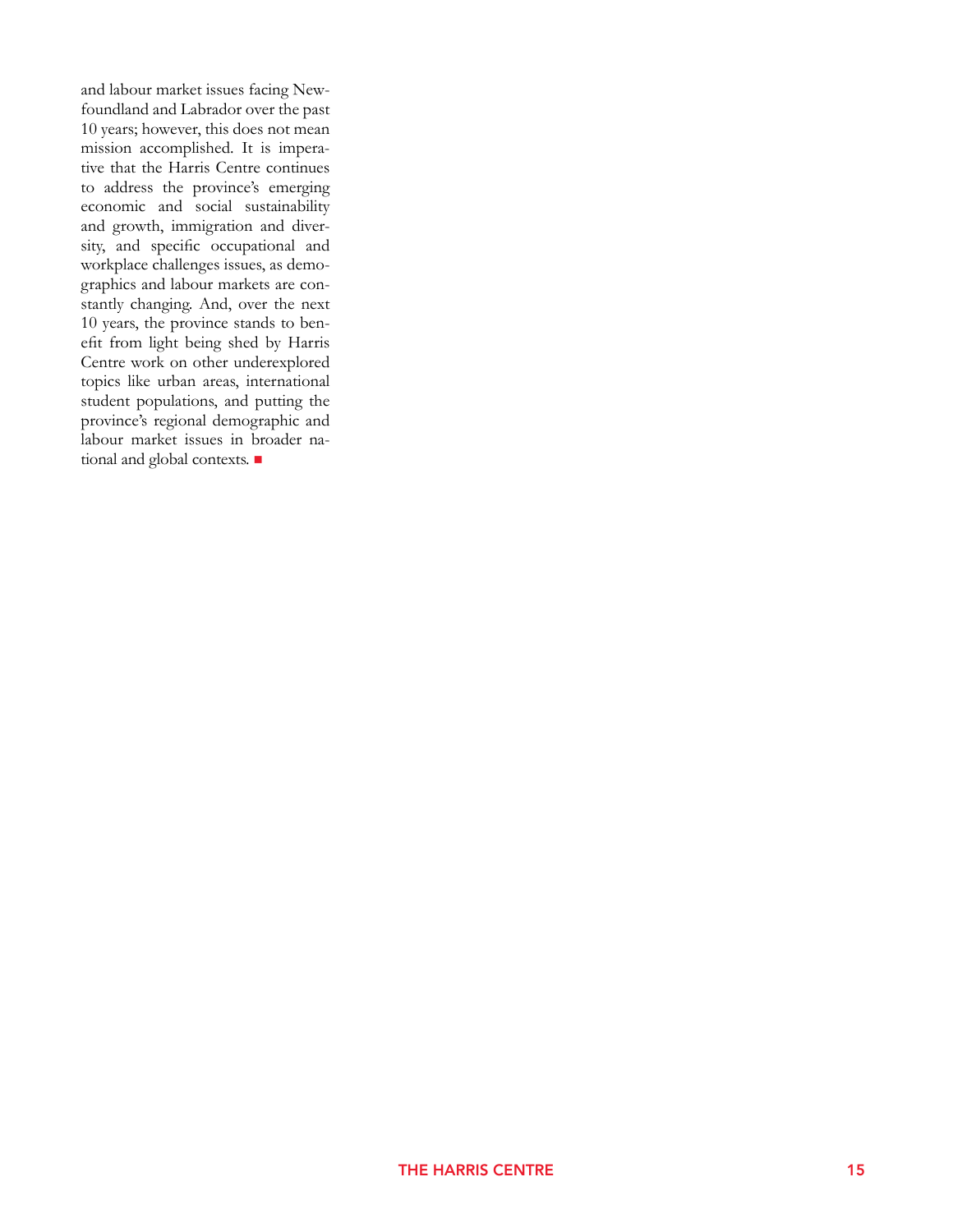and labour market issues facing Newfoundland and Labrador over the past 10 years; however, this does not mean mission accomplished. It is imperative that the Harris Centre continues to address the province's emerging economic and social sustainability and growth, immigration and diversity, and specific occupational and workplace challenges issues, as demographics and labour markets are constantly changing. And, over the next 10 years, the province stands to benefit from light being shed by Harris Centre work on other underexplored topics like urban areas, international student populations, and putting the province's regional demographic and labour market issues in broader national and global contexts. ■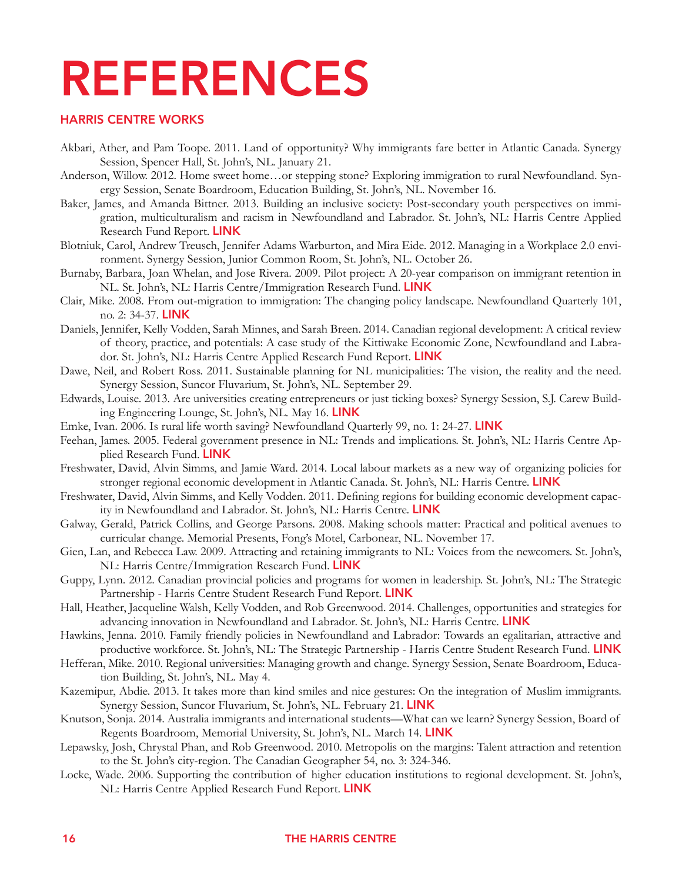# REFERENCES

## HARRIS CENTRE WORKS

Akbari, Ather, and Pam Toope. 2011. Land of opportunity? Why immigrants fare better in Atlantic Canada. Synergy Session, Spencer Hall, St. John's, NL. January 21.

Anderson, Willow. 2012. Home sweet home…or stepping stone? Exploring immigration to rural Newfoundland. Synergy Session, Senate Boardroom, Education Building, St. John's, NL. November 16.

Baker, James, and Amanda Bittner. 2013. Building an inclusive society: Post-secondary youth perspectives on immigration, multiculturalism and racism in Newfoundland and Labrador. St. John's, NL: Harris Centre Applied Research Fund Report. **LINK**

Blotniuk, Carol, Andrew Treusch, Jennifer Adams Warburton, and Mira Eide. 2012. Managing in a Workplace 2.0 environment. Synergy Session, Junior Common Room, St. John's, NL. October 26.

Burnaby, Barbara, Joan Whelan, and Jose Rivera. 2009. Pilot project: A 20-year comparison on immigrant retention in NL. St. John's, NL: Harris Centre/Immigration Research Fund. **LINK**

Clair, Mike. 2008. From out-migration to immigration: The changing policy landscape. Newfoundland Quarterly 101, no. 2: 34-37. **LINK**

Daniels, Jennifer, Kelly Vodden, Sarah Minnes, and Sarah Breen. 2014. Canadian regional development: A critical review of theory, practice, and potentials: A case study of the Kittiwake Economic Zone, Newfoundland and Labrador. St. John's, NL: Harris Centre Applied Research Fund Report. **LINK**

Dawe, Neil, and Robert Ross. 2011. Sustainable planning for NL municipalities: The vision, the reality and the need. Synergy Session, Suncor Fluvarium, St. John's, NL. September 29.

Edwards, Louise. 2013. Are universities creating entrepreneurs or just ticking boxes? Synergy Session, S.J. Carew Building Engineering Lounge, St. John's, NL. May 16. **LINK**

Emke, Ivan. 2006. Is rural life worth saving? Newfoundland Quarterly 99, no. 1: 24-27. **LINK**

Feehan, James. 2005. Federal government presence in NL: Trends and implications. St. John's, NL: Harris Centre Applied Research Fund. **LINK**

Freshwater, David, Alvin Simms, and Jamie Ward. 2014. Local labour markets as a new way of organizing policies for stronger regional economic development in Atlantic Canada. St. John's, NL: Harris Centre. **LINK**

Freshwater, David, Alvin Simms, and Kelly Vodden. 2011. Defining regions for building economic development capacity in Newfoundland and Labrador. St. John's, NL: Harris Centre. **LINK**

Galway, Gerald, Patrick Collins, and George Parsons. 2008. Making schools matter: Practical and political avenues to curricular change. Memorial Presents, Fong's Motel, Carbonear, NL. November 17.

Gien, Lan, and Rebecca Law. 2009. Attracting and retaining immigrants to NL: Voices from the newcomers. St. John's, NL: Harris Centre/Immigration Research Fund. **LINK**

Guppy, Lynn. 2012. Canadian provincial policies and programs for women in leadership. St. John's, NL: The Strategic Partnership - Harris Centre Student Research Fund Report. **LINK**

Hall, Heather, Jacqueline Walsh, Kelly Vodden, and Rob Greenwood. 2014. Challenges, opportunities and strategies for advancing innovation in Newfoundland and Labrador. St. John's, NL: Harris Centre. **LINK**

Hawkins, Jenna. 2010. Family friendly policies in Newfoundland and Labrador: Towards an egalitarian, attractive and productive workforce. St. John's, NL: The Strategic Partnership - Harris Centre Student Research Fund. **LINK**

Hefferan, Mike. 2010. Regional universities: Managing growth and change. Synergy Session, Senate Boardroom, Education Building, St. John's, NL. May 4.

Kazemipur, Abdie. 2013. It takes more than kind smiles and nice gestures: On the integration of Muslim immigrants. Synergy Session, Suncor Fluvarium, St. John's, NL. February 21. **LINK**

Knutson, Sonja. 2014. Australia immigrants and international students—What can we learn? Synergy Session, Board of Regents Boardroom, Memorial University, St. John's, NL. March 14. **LINK**

Lepawsky, Josh, Chrystal Phan, and Rob Greenwood. 2010. Metropolis on the margins: Talent attraction and retention to the St. John's city-region. The Canadian Geographer 54, no. 3: 324-346.

Locke, Wade. 2006. Supporting the contribution of higher education institutions to regional development. St. John's, NL: Harris Centre Applied Research Fund Report. **LINK**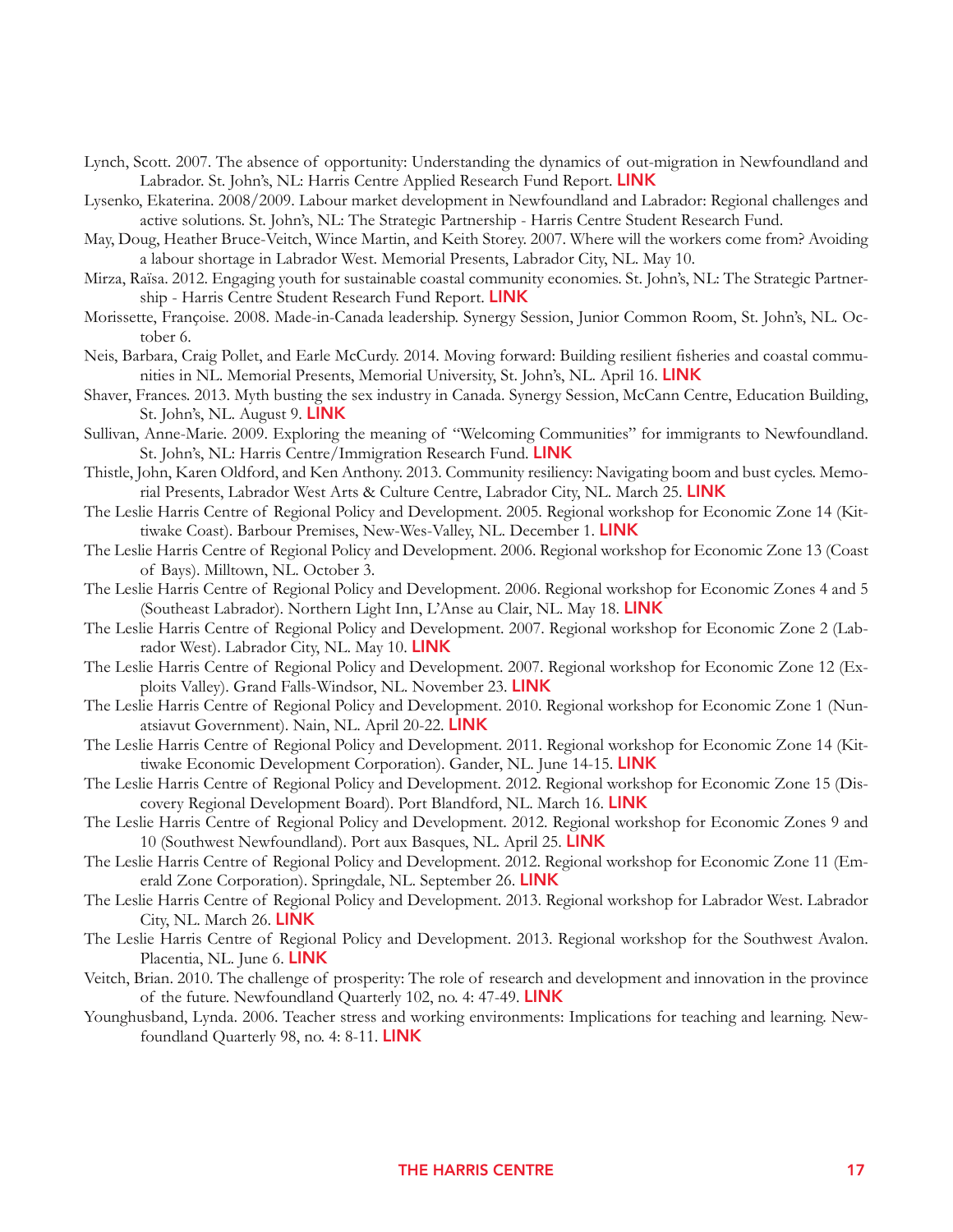Lynch, Scott. 2007. The absence of opportunity: Understanding the dynamics of out-migration in Newfoundland and Labrador. St. John's, NL: Harris Centre Applied Research Fund Report. **LINK**

Lysenko, Ekaterina. 2008/2009. Labour market development in Newfoundland and Labrador: Regional challenges and active solutions. St. John's, NL: The Strategic Partnership - Harris Centre Student Research Fund.

May, Doug, Heather Bruce-Veitch, Wince Martin, and Keith Storey. 2007. Where will the workers come from? Avoiding a labour shortage in Labrador West. Memorial Presents, Labrador City, NL. May 10.

Mirza, Raïsa. 2012. Engaging youth for sustainable coastal community economies. St. John's, NL: The Strategic Partnership - Harris Centre Student Research Fund Report. **LINK**

Morissette, Françoise. 2008. Made-in-Canada leadership. Synergy Session, Junior Common Room, St. John's, NL. October 6.

Neis, Barbara, Craig Pollet, and Earle McCurdy. 2014. Moving forward: Building resilient fisheries and coastal communities in NL. Memorial Presents, Memorial University, St. John's, NL. April 16. **LINK**

Shaver, Frances. 2013. Myth busting the sex industry in Canada. Synergy Session, McCann Centre, Education Building, St. John's, NL. August 9. **LINK**

Sullivan, Anne-Marie. 2009. Exploring the meaning of "Welcoming Communities" for immigrants to Newfoundland. St. John's, NL: Harris Centre/Immigration Research Fund. **LINK**

Thistle, John, Karen Oldford, and Ken Anthony. 2013. Community resiliency: Navigating boom and bust cycles. Memorial Presents, Labrador West Arts & Culture Centre, Labrador City, NL. March 25. **LINK**

The Leslie Harris Centre of Regional Policy and Development. 2005. Regional workshop for Economic Zone 14 (Kittiwake Coast). Barbour Premises, New-Wes-Valley, NL. December 1. **LINK**

The Leslie Harris Centre of Regional Policy and Development. 2006. Regional workshop for Economic Zone 13 (Coast of Bays). Milltown, NL. October 3.

The Leslie Harris Centre of Regional Policy and Development. 2006. Regional workshop for Economic Zones 4 and 5 (Southeast Labrador). Northern Light Inn, L'Anse au Clair, NL. May 18. **LINK**

The Leslie Harris Centre of Regional Policy and Development. 2007. Regional workshop for Economic Zone 2 (Labrador West). Labrador City, NL. May 10. **LINK**

The Leslie Harris Centre of Regional Policy and Development. 2007. Regional workshop for Economic Zone 12 (Exploits Valley). Grand Falls-Windsor, NL. November 23. **LINK**

The Leslie Harris Centre of Regional Policy and Development. 2010. Regional workshop for Economic Zone 1 (Nunatsiavut Government). Nain, NL. April 20-22. **LINK**

The Leslie Harris Centre of Regional Policy and Development. 2011. Regional workshop for Economic Zone 14 (Kittiwake Economic Development Corporation). Gander, NL. June 14-15. **LINK**

The Leslie Harris Centre of Regional Policy and Development. 2012. Regional workshop for Economic Zone 15 (Discovery Regional Development Board). Port Blandford, NL. March 16. **LINK**

The Leslie Harris Centre of Regional Policy and Development. 2012. Regional workshop for Economic Zones 9 and 10 (Southwest Newfoundland). Port aux Basques, NL. April 25. **LINK**

The Leslie Harris Centre of Regional Policy and Development. 2012. Regional workshop for Economic Zone 11 (Emerald Zone Corporation). Springdale, NL. September 26. **LINK**

The Leslie Harris Centre of Regional Policy and Development. 2013. Regional workshop for Labrador West. Labrador City, NL. March 26. **LINK**

The Leslie Harris Centre of Regional Policy and Development. 2013. Regional workshop for the Southwest Avalon. Placentia, NL. June 6. **LINK**

Veitch, Brian. 2010. The challenge of prosperity: The role of research and development and innovation in the province of the future. Newfoundland Quarterly 102, no. 4: 47-49. **LINK**

Younghusband, Lynda. 2006. Teacher stress and working environments: Implications for teaching and learning. Newfoundland Quarterly 98, no. 4: 8-11. **LINK**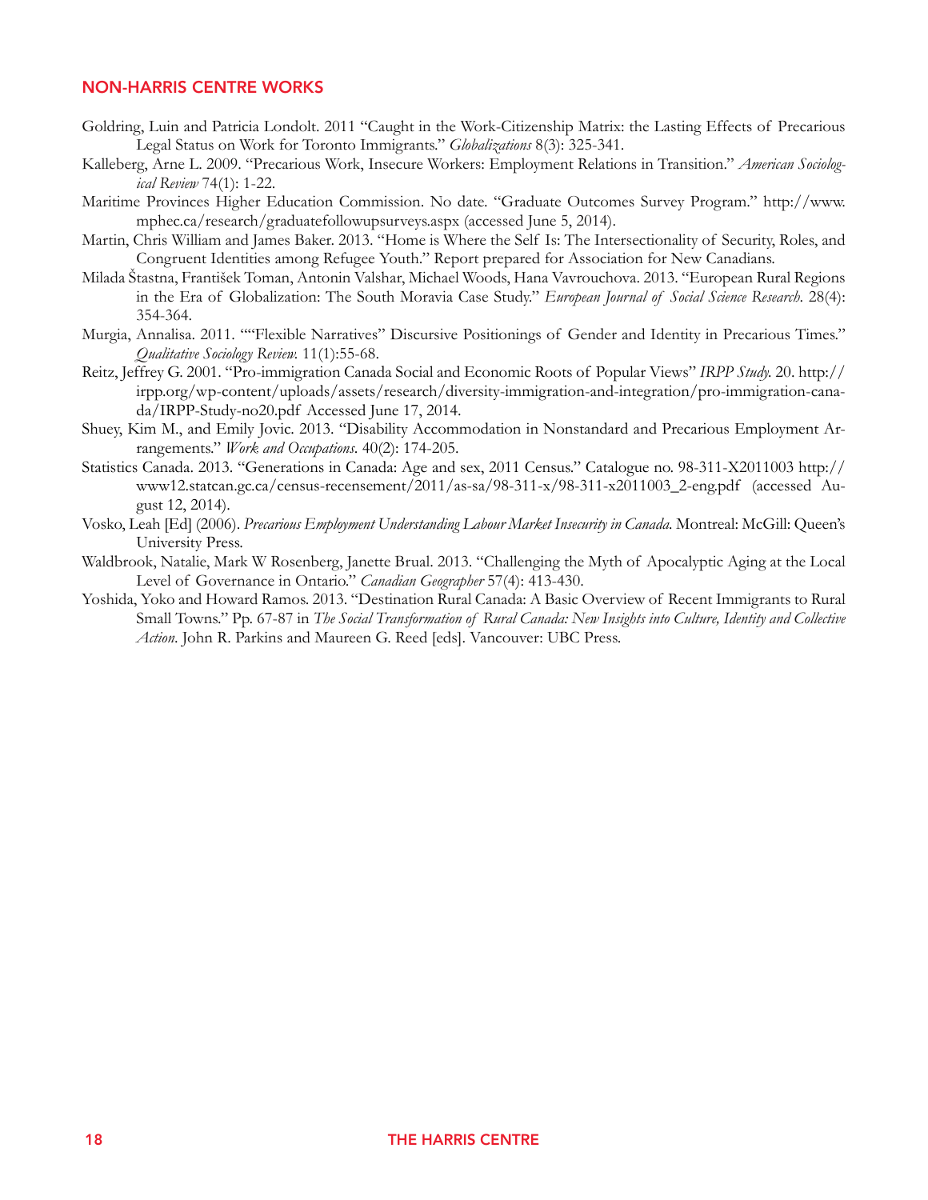## NON-HARRIS CENTRE WORKS

Goldring, Luin and Patricia Londolt. 2011 "Caught in the Work-Citizenship Matrix: the Lasting Effects of Precarious Legal Status on Work for Toronto Immigrants." *Globalizations* 8(3): 325-341.

Kalleberg, Arne L. 2009. "Precarious Work, Insecure Workers: Employment Relations in Transition." *American Sociological Review* 74(1): 1-22.

Maritime Provinces Higher Education Commission. No date. "Graduate Outcomes Survey Program." http://www.mphec.ca/research/graduatefollowupsurveys.aspx (accessed June 5, 2014).

Martin, Chris William and James Baker. 2013. "Home is Where the Self Is: The Intersectionality of Security, Roles, and Congruent Identities among Refugee Youth." Report prepared for Association for New Canadians.

Milada Štastna, František Toman, Antonin Valshar, Michael Woods, Hana Vavrouchova. 2013. "European Rural Regions in the Era of Globalization: The South Moravia Case Study." *European Journal of Social Science Research*. 28(4): 354-364.

Murgia, Annalisa. 2011. ""Flexible Narratives" Discursive Positionings of Gender and Identity in Precarious Times." *Qualitative Sociology Review.* 11(1):55-68.

Reitz, Jeffrey G. 2001. "Pro-immigration Canada Social and Economic Roots of Popular Views" *IRPP Study.* 20. http://irpp.org/wp-content/uploads/assets/research/diversity-immigration-and-integration/pro-immigration-canada/IRPP-Study-no20.pdf Accessed June 17, 2014.

Shuey, Kim M., and Emily Jovic. 2013. "Disability Accommodation in Nonstandard and Precarious Employment Arrangements." *Work and Occupations*. 40(2): 174-205.

Statistics Canada. 2013. "Generations in Canada: Age and sex, 2011 Census." Catalogue no. 98-311-X2011003 http://www12.statcan.gc.ca/census-recensement/2011/as-sa/98-311-x/98-311-x2011003_2-eng.pdf (accessed August 12, 2014).

Vosko, Leah [Ed] (2006). *Precarious Employment Understanding Labour Market Insecurity in Canada.* Montreal: McGill: Queen's University Press.

Waldbrook, Natalie, Mark W Rosenberg, Janette Brual. 2013. "Challenging the Myth of Apocalyptic Aging at the Local Level of Governance in Ontario." *Canadian Geographer* 57(4): 413-430.

Yoshida, Yoko and Howard Ramos. 2013. "Destination Rural Canada: A Basic Overview of Recent Immigrants to Rural Small Towns." Pp. 67-87 in *The Social Transformation of Rural Canada: New Insights into Culture, Identity and Collective Action*. John R. Parkins and Maureen G. Reed [eds]. Vancouver: UBC Press.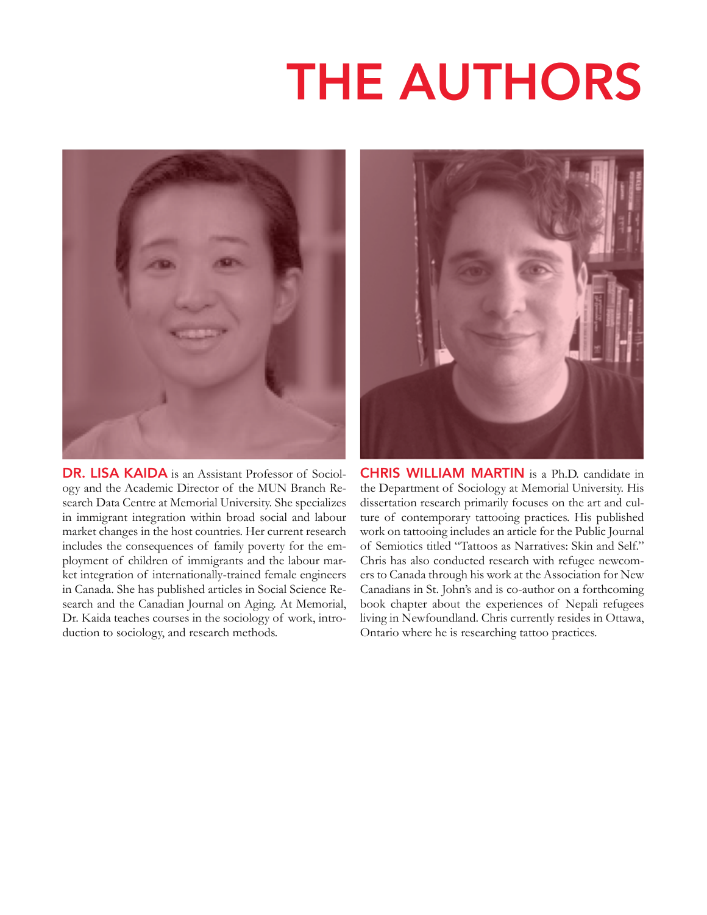# THE AUTHORS

**DR. LISA KAIDA** is an Assistant Professor of Sociology and the Academic Director of the MUN Branch Research Data Centre at Memorial University. She specializes in immigrant integration within broad social and labour market changes in the host countries. Her current research includes the consequences of family poverty for the employment of children of immigrants and the labour market integration of internationally-trained female engineers in Canada. She has published articles in Social Science Research and the Canadian Journal on Aging. At Memorial, Dr. Kaida teaches courses in the sociology of work, introduction to sociology, and research methods.

**CHRIS WILLIAM MARTIN** is a Ph.D. candidate in the Department of Sociology at Memorial University. His dissertation research primarily focuses on the art and culture of contemporary tattooing practices. His published work on tattooing includes an article for the Public Journal of Semiotics titled "Tattoos as Narratives: Skin and Self." Chris has also conducted research with refugee newcomers to Canada through his work at the Association for New Canadians in St. John's and is co-author on a forthcoming book chapter about the experiences of Nepali refugees living in Newfoundland. Chris currently resides in Ottawa, Ontario where he is researching tattoo practices.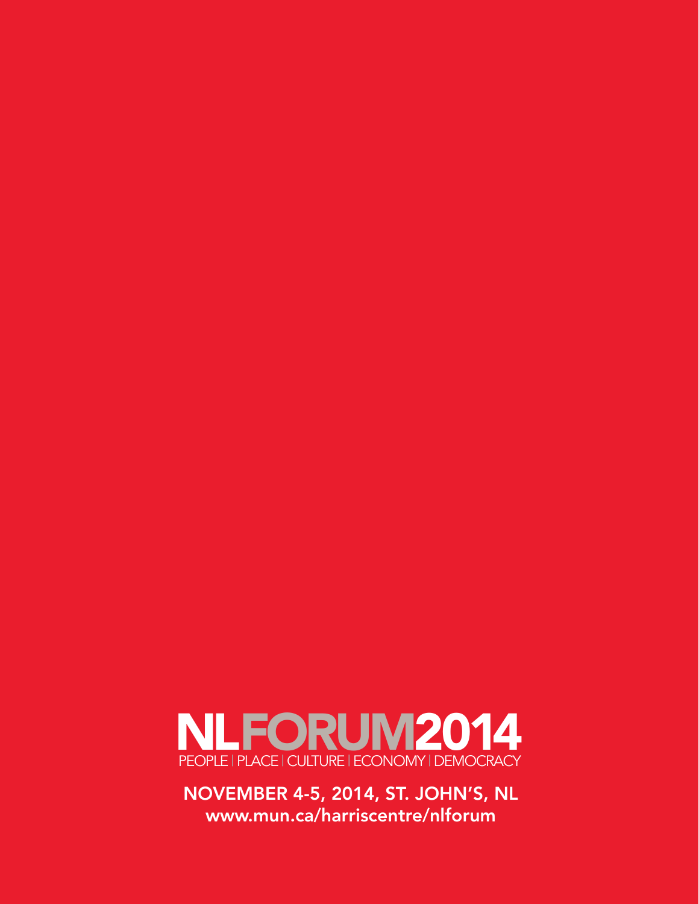NLFORUM2014

PEOPLE | PLACE | CULTURE | ECONOMY | DEMOCRACY

NOVEMBER 4-5, 2014, ST. JOHN'S, NL

www.mun.ca/harriscentre/nlforum